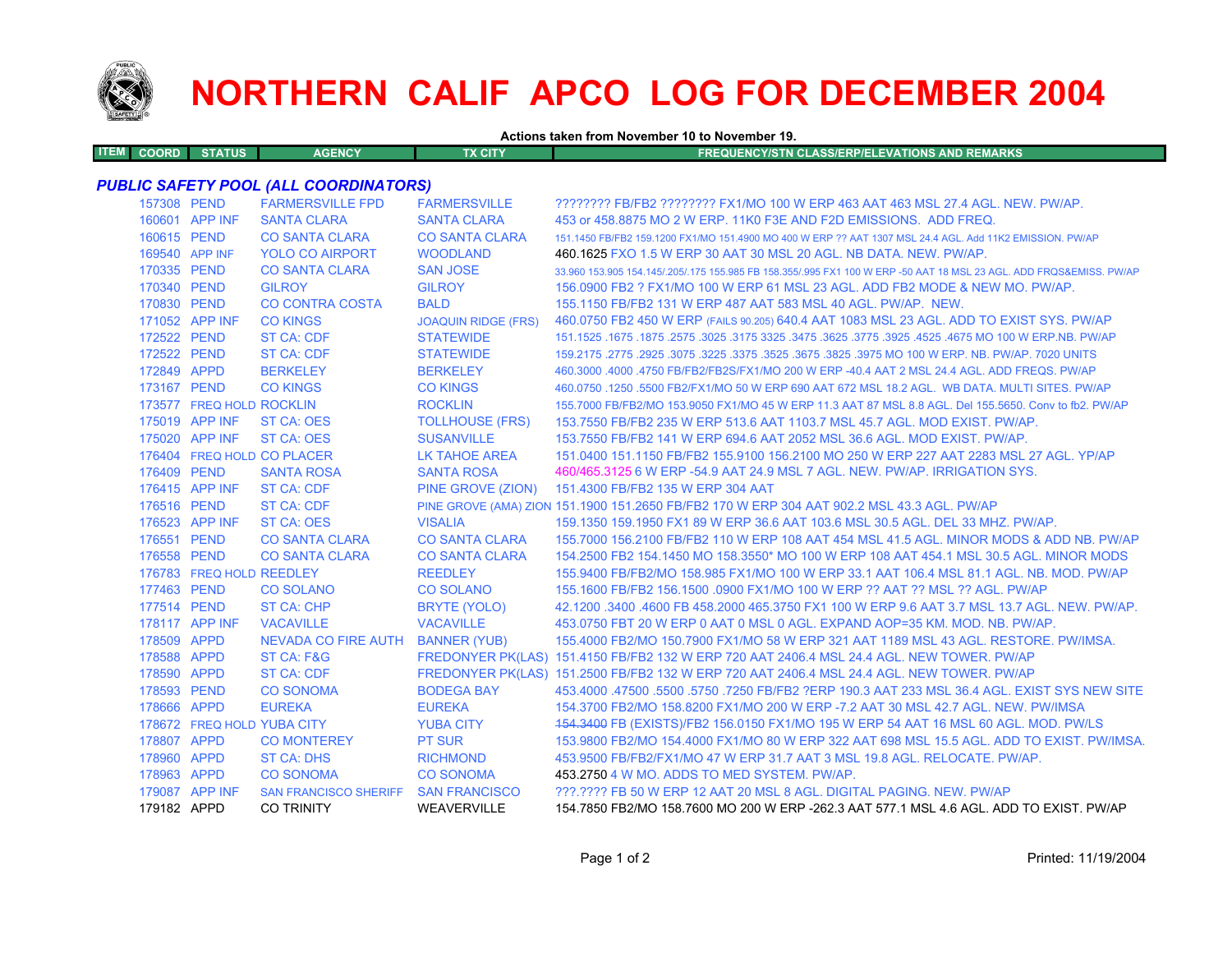# NORTHERN CALIF APCO LOG FOR DECEMBER 2004

**Actions taken from November 10 to November 19.**

| ITEM | COORD | STATUS | AGENCY | TX CITY | FREQUENCY/STN CLASS/ERP/ELEVATIONS AND REMARKS |
|---|---|---|---|---|---|

## *PUBLIC SAFETY POOL (ALL COORDINATORS)*

| ITEM | COORD | STATUS | AGENCY | TX CITY | FREQUENCY/STN CLASS/ERP/ELEVATIONS AND REMARKS |
|---|---|---|---|---|---|
| | 157308 | PEND | FARMERSVILLE FPD | FARMERSVILLE | ???????? FB/FB2 ???????? FX1/MO 100 W ERP 463 AAT 463 MSL 27.4 AGL. NEW. PW/AP. |
| | 160601 | APP INF | SANTA CLARA | SANTA CLARA | 453 or 458.8875 MO 2 W ERP. 11K0 F3E AND F2D EMISSIONS. ADD FREQ. |
| | 160615 | PEND | CO SANTA CLARA | CO SANTA CLARA | 151.1450 FB/FB2 159.1200 FX1/MO 151.4900 MO 400 W ERP ?? AAT 1307 MSL 24.4 AGL. Add 11K2 EMISSION. PW/AP |
| | 169540 | APP INF | YOLO CO AIRPORT | WOODLAND | 460.1625 FXO 1.5 W ERP 30 AAT 30 MSL 20 AGL. NB DATA. NEW. PW/AP. |
| | 170335 | PEND | CO SANTA CLARA | SAN JOSE | 33.960 153.905 154.145/.205/.175 155.985 FB 158.355/.995 FX1 100 W ERP -50 AAT 18 MSL 23 AGL. ADD FRQS&EMISS. PW/AP |
| | 170340 | PEND | GILROY | GILROY | 156.0900 FB2 ? FX1/MO 100 W ERP 61 MSL 23 AGL. ADD FB2 MODE & NEW MO. PW/AP. |
| | 170830 | PEND | CO CONTRA COSTA | BALD | 155.1150 FB/FB2 131 W ERP 487 AAT 583 MSL 40 AGL. PW/AP. NEW. |
| | 171052 | APP INF | CO KINGS | JOAQUIN RIDGE (FRS) | 460.0750 FB2 450 W ERP (FAILS 90.205) 640.4 AAT 1083 MSL 23 AGL. ADD TO EXIST SYS. PW/AP |
| | 172522 | PEND | ST CA: CDF | STATEWIDE | 151.1525 .1675 .1875 .2575 .3025 .3175 3325 .3475 .3625 .3775 .3925 .4525 .4675 MO 100 W ERP.NB. PW/AP |
| | 172522 | PEND | ST CA: CDF | STATEWIDE | 159.2175 .2775 .2925 .3075 .3225 .3375 .3525 .3675 .3825 .3975 MO 100 W ERP. NB. PW/AP. 7020 UNITS |
| | 172849 | APPD | BERKELEY | BERKELEY | 460.3000 .4000 .4750 FB/FB2/FB2S/FX1/MO 200 W ERP -40.4 AAT 2 MSL 24.4 AGL. ADD FREQS. PW/AP |
| | 173167 | PEND | CO KINGS | CO KINGS | 460.0750 .1250 .5500 FB2/FX1/MO 50 W ERP 690 AAT 672 MSL 18.2 AGL. WB DATA. MULTI SITES. PW/AP |
| | 173577 | FREQ HOLD | ROCKLIN | ROCKLIN | 155.7000 FB/FB2/MO 153.9050 FX1/MO 45 W ERP 11.3 AAT 87 MSL 8.8 AGL. Del 155.5650. Conv to fb2. PW/AP |
| | 175019 | APP INF | ST CA: OES | TOLLHOUSE (FRS) | 153.7550 FB/FB2 235 W ERP 513.6 AAT 1103.7 MSL 45.7 AGL. MOD EXIST. PW/AP. |
| | 175020 | APP INF | ST CA: OES | SUSANVILLE | 153.7550 FB/FB2 141 W ERP 694.6 AAT 2052 MSL 36.6 AGL. MOD EXIST. PW/AP. |
| | 176404 | FREQ HOLD | CO PLACER | LK TAHOE AREA | 151.0400 151.1150 FB/FB2 155.9100 156.2100 MO 250 W ERP 227 AAT 2283 MSL 27 AGL. YP/AP |
| | 176409 | PEND | SANTA ROSA | SANTA ROSA | 460/465.3125 6 W ERP -54.9 AAT 24.9 MSL 7 AGL. NEW. PW/AP. IRRIGATION SYS. |
| | 176415 | APP INF | ST CA: CDF | PINE GROVE (ZION) | 151.4300 FB/FB2 135 W ERP 304 AAT |
| | 176516 | PEND | ST CA: CDF | PINE GROVE (AMA) ZION | 151.1900 151.2650 FB/FB2 170 W ERP 304 AAT 902.2 MSL 43.3 AGL. PW/AP |
| | 176523 | APP INF | ST CA: OES | VISALIA | 159.1350 159.1950 FX1 89 W ERP 36.6 AAT 103.6 MSL 30.5 AGL. DEL 33 MHZ. PW/AP. |
| | 176551 | PEND | CO SANTA CLARA | CO SANTA CLARA | 155.7000 156.2100 FB/FB2 110 W ERP 108 AAT 454 MSL 41.5 AGL. MINOR MODS & ADD NB. PW/AP |
| | 176558 | PEND | CO SANTA CLARA | CO SANTA CLARA | 154.2500 FB2 154.1450 MO 158.3550* MO 100 W ERP 108 AAT 454.1 MSL 30.5 AGL. MINOR MODS |
| | 176783 | FREQ HOLD | REEDLEY | REEDLEY | 155.9400 FB/FB2/MO 158.985 FX1/MO 100 W ERP 33.1 AAT 106.4 MSL 81.1 AGL. NB. MOD. PW/AP |
| | 177463 | PEND | CO SOLANO | CO SOLANO | 155.1600 FB/FB2 156.1500 .0900 FX1/MO 100 W ERP ?? AAT ?? MSL ?? AGL. PW/AP |
| | 177514 | PEND | ST CA: CHP | BRYTE (YOLO) | 42.1200 .3400 .4600 FB 458.2000 465.3750 FX1 100 W ERP 9.6 AAT 3.7 MSL 13.7 AGL. NEW. PW/AP. |
| | 178117 | APP INF | VACAVILLE | VACAVILLE | 453.0750 FBT 20 W ERP 0 AAT 0 MSL 0 AGL. EXPAND AOP=35 KM. MOD. NB. PW/AP. |
| | 178509 | APPD | NEVADA CO FIRE AUTH | BANNER (YUB) | 155.4000 FB2/MO 150.7900 FX1/MO 58 W ERP 321 AAT 1189 MSL 43 AGL. RESTORE. PW/IMSA. |
| | 178588 | APPD | ST CA: F&G | FREDONYER PK(LAS) | 151.4150 FB/FB2 132 W ERP 720 AAT 2406.4 MSL 24.4 AGL. NEW TOWER. PW/AP |
| | 178590 | APPD | ST CA: CDF | FREDONYER PK(LAS) | 151.2500 FB/FB2 132 W ERP 720 AAT 2406.4 MSL 24.4 AGL. NEW TOWER. PW/AP |
| | 178593 | PEND | CO SONOMA | BODEGA BAY | 453.4000 .47500 .5500 .5750 .7250 FB/FB2 ?ERP 190.3 AAT 233 MSL 36.4 AGL. EXIST SYS NEW SITE |
| | 178666 | APPD | EUREKA | EUREKA | 154.3700 FB2/MO 158.8200 FX1/MO 200 W ERP -7.2 AAT 30 MSL 42.7 AGL. NEW. PW/IMSA |
| | 178672 | FREQ HOLD | YUBA CITY | YUBA CITY | ~~154.3400~~ FB (EXISTS)/FB2 156.0150 FX1/MO 195 W ERP 54 AAT 16 MSL 60 AGL. MOD. PW/LS |
| | 178807 | APPD | CO MONTEREY | PT SUR | 153.9800 FB2/MO 154.4000 FX1/MO 80 W ERP 322 AAT 698 MSL 15.5 AGL. ADD TO EXIST. PW/IMSA. |
| | 178960 | APPD | ST CA: DHS | RICHMOND | 453.9500 FB/FB2/FX1/MO 47 W ERP 31.7 AAT 3 MSL 19.8 AGL. RELOCATE. PW/AP. |
| | 178963 | APPD | CO SONOMA | CO SONOMA | 453.2750 4 W MO. ADDS TO MED SYSTEM. PW/AP. |
| | 179087 | APP INF | SAN FRANCISCO SHERIFF | SAN FRANCISCO | ???.???? FB 50 W ERP 12 AAT 20 MSL 8 AGL. DIGITAL PAGING. NEW. PW/AP |
| | 179182 | APPD | CO TRINITY | WEAVERVILLE | 154.7850 FB2/MO 158.7600 MO 200 W ERP -262.3 AAT 577.1 MSL 4.6 AGL. ADD TO EXIST. PW/AP |

Printed: 11/19/2004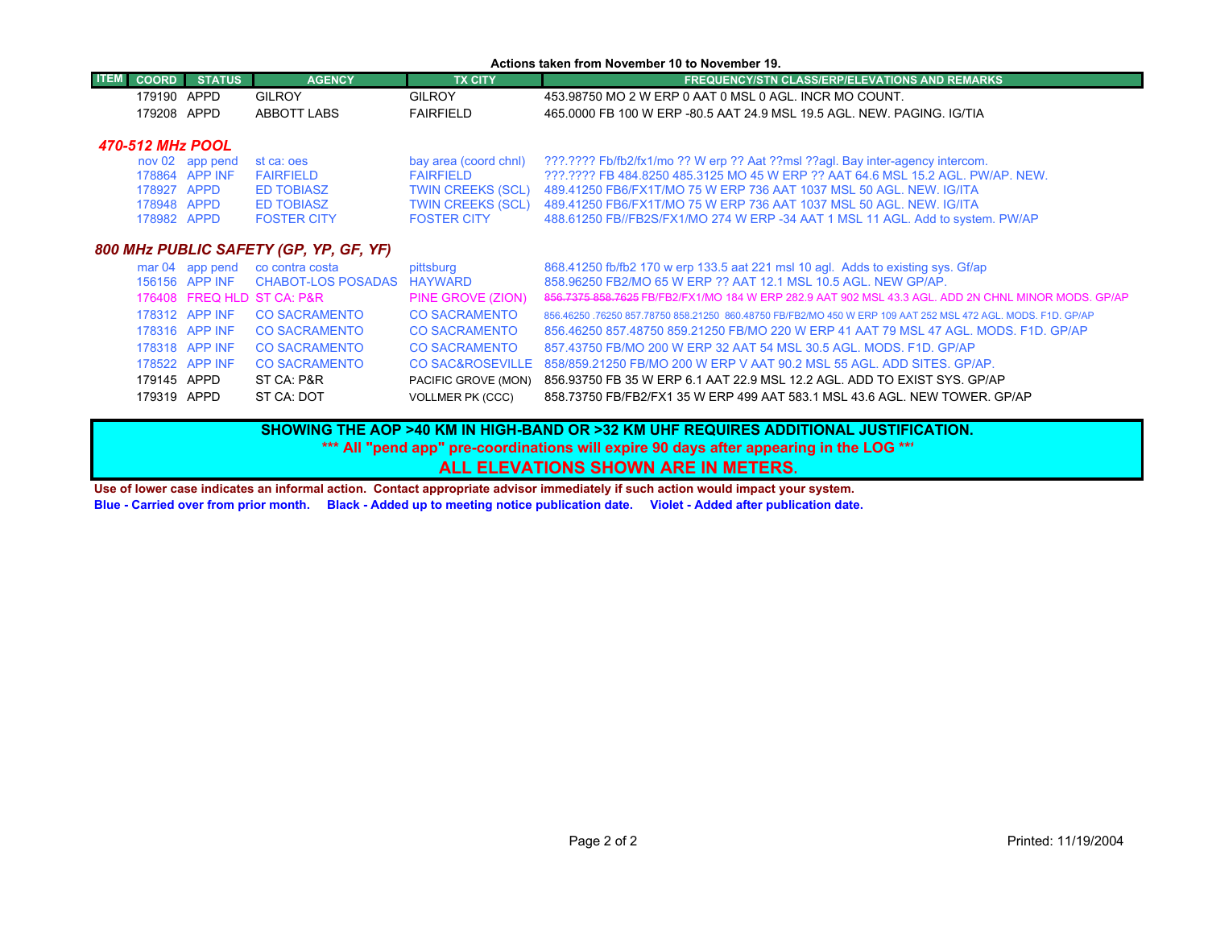**Actions taken from November 10 to November 19.**

| ITEM | COORD | STATUS | AGENCY | TX CITY | FREQUENCY/STN CLASS/ERP/ELEVATIONS AND REMARKS |
|---|---|---|---|---|---|
| | 179190 | APPD | GILROY | GILROY | 453.98750 MO 2 W ERP 0 AAT 0 MSL 0 AGL. INCR MO COUNT. |
| | 179208 | APPD | ABBOTT LABS | FAIRFIELD | 465.0000 FB 100 W ERP -80.5 AAT 24.9 MSL 19.5 AGL. NEW. PAGING. IG/TIA |
| ***470-512 MHz POOL*** | | | | | |
| | nov 02 | app pend | st ca: oes | bay area (coord chnl) | ???.???? Fb/fb2/fx1/mo ?? W erp ?? Aat ??msl ??agl. Bay inter-agency intercom. |
| | 178864 | APP INF | FAIRFIELD | FAIRFIELD | ???.???? FB 484.8250 485.3125 MO 45 W ERP ?? AAT 64.6 MSL 15.2 AGL. PW/AP. NEW. |
| | 178927 | APPD | ED TOBIASZ | TWIN CREEKS (SCL) | 489.41250 FB6/FX1T/MO 75 W ERP 736 AAT 1037 MSL 50 AGL. NEW. IG/ITA |
| | 178948 | APPD | ED TOBIASZ | TWIN CREEKS (SCL) | 489.41250 FB6/FX1T/MO 75 W ERP 736 AAT 1037 MSL 50 AGL. NEW. IG/ITA |
| | 178982 | APPD | FOSTER CITY | FOSTER CITY | 488.61250 FB//FB2S/FX1/MO 274 W ERP -34 AAT 1 MSL 11 AGL. Add to system. PW/AP |
| ***800 MHz PUBLIC SAFETY (GP, YP, GF, YF)*** | | | | | |
| | mar 04 | app pend | co contra costa | pittsburg | 868.41250 fb/fb2 170 w erp 133.5 aat 221 msl 10 agl. Adds to existing sys. Gf/ap |
| | 156156 | APP INF | CHABOT-LOS POSADAS | HAYWARD | 858.96250 FB2/MO 65 W ERP ?? AAT 12.1 MSL 10.5 AGL. NEW GP/AP. |
| | 176408 | FREQ HLD | ST CA: P&R | PINE GROVE (ZION) | ~~856.7375 858.7625~~ FB/FB2/FX1/MO 184 W ERP 282.9 AAT 902 MSL 43.3 AGL. ADD 2N CHNL MINOR MODS. GP/AP |
| | 178312 | APP INF | CO SACRAMENTO | CO SACRAMENTO | 856.46250 .76250 857.78750 858.21250 860.48750 FB/FB2/MO 450 W ERP 109 AAT 252 MSL 472 AGL. MODS. F1D. GP/AP |
| | 178316 | APP INF | CO SACRAMENTO | CO SACRAMENTO | 856.46250 857.48750 859.21250 FB/MO 220 W ERP 41 AAT 79 MSL 47 AGL. MODS. F1D. GP/AP |
| | 178318 | APP INF | CO SACRAMENTO | CO SACRAMENTO | 857.43750 FB/MO 200 W ERP 32 AAT 54 MSL 30.5 AGL. MODS. F1D. GP/AP |
| | 178522 | APP INF | CO SACRAMENTO | CO SAC&ROSEVILLE | 858/859.21250 FB/MO 200 W ERP V AAT 90.2 MSL 55 AGL. ADD SITES. GP/AP. |
| | 179145 | APPD | ST CA: P&R | PACIFIC GROVE (MON) | 856.93750 FB 35 W ERP 6.1 AAT 22.9 MSL 12.2 AGL. ADD TO EXIST SYS. GP/AP |
| | 179319 | APPD | ST CA: DOT | VOLLMER PK (CCC) | 858.73750 FB/FB2/FX1 35 W ERP 499 AAT 583.1 MSL 43.6 AGL. NEW TOWER. GP/AP |

**SHOWING THE AOP >40 KM IN HIGH-BAND OR >32 KM UHF REQUIRES ADDITIONAL JUSTIFICATION.**

**\*\*\* All "pend app" pre-coordinations will expire 90 days after appearing in the LOG \*\*\***

**ALL ELEVATIONS SHOWN ARE IN METERS.**

**Use of lower case indicates an informal action. Contact appropriate advisor immediately if such action would impact your system.**

**Blue - Carried over from prior month. Black - Added up to meeting notice publication date. Violet - Added after publication date.**

Printed: 11/19/2004